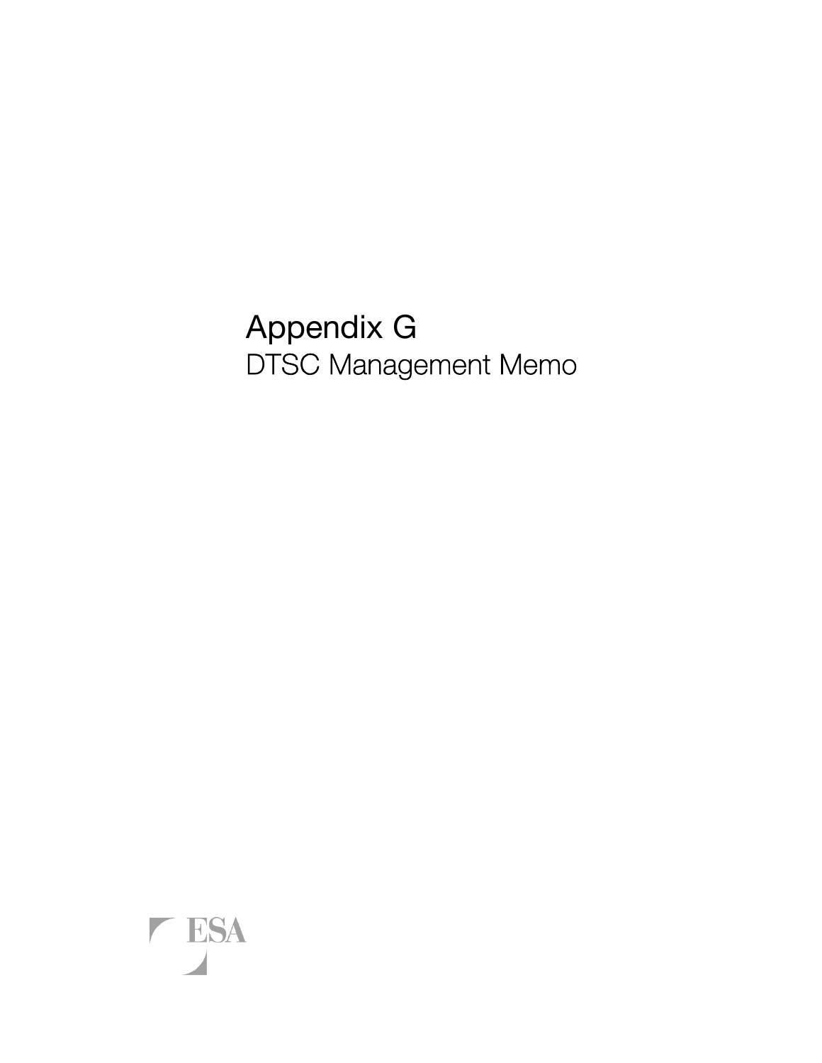# Appendix G

## DTSC Management Memo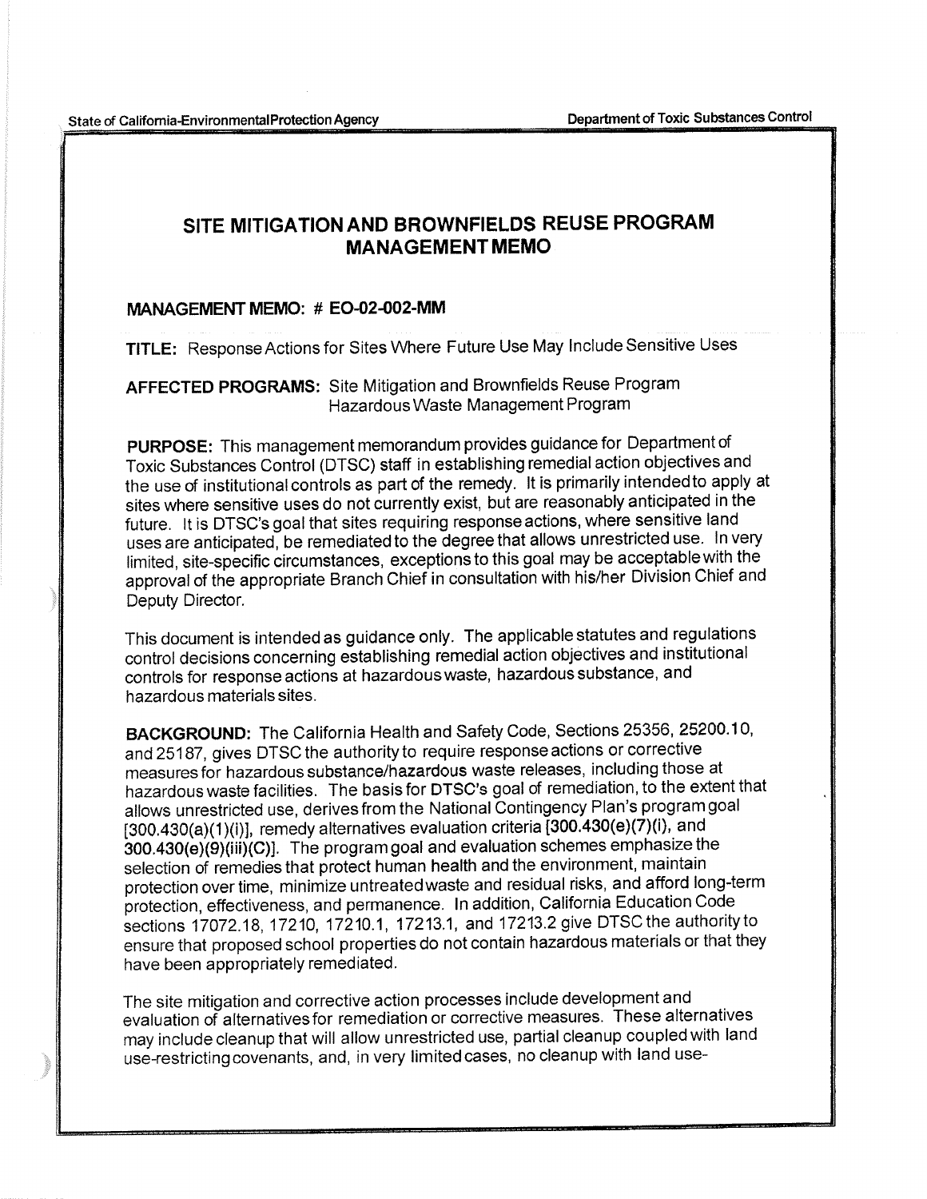State of California-Environmental Protection Agency — Department of Toxic Substances Control

# SITE MITIGATION AND BROWNFIELDS REUSE PROGRAM MANAGEMENT MEMO

**MANAGEMENT MEMO: # EO-02-002-MM**

**TITLE:** Response Actions for Sites Where Future Use May Include Sensitive Uses

**AFFECTED PROGRAMS:** Site Mitigation and Brownfields Reuse Program
Hazardous Waste Management Program

**PURPOSE:** This management memorandum provides guidance for Department of Toxic Substances Control (DTSC) staff in establishing remedial action objectives and the use of institutional controls as part of the remedy. It is primarily intended to apply at sites where sensitive uses do not currently exist, but are reasonably anticipated in the future. It is DTSC's goal that sites requiring response actions, where sensitive land uses are anticipated, be remediated to the degree that allows unrestricted use. In very limited, site-specific circumstances, exceptions to this goal may be acceptable with the approval of the appropriate Branch Chief in consultation with his/her Division Chief and Deputy Director.

This document is intended as guidance only. The applicable statutes and regulations control decisions concerning establishing remedial action objectives and institutional controls for response actions at hazardous waste, hazardous substance, and hazardous materials sites.

**BACKGROUND:** The California Health and Safety Code, Sections 25356, 25200.10, and 25187, gives DTSC the authority to require response actions or corrective measures for hazardous substance/hazardous waste releases, including those at hazardous waste facilities. The basis for DTSC's goal of remediation, to the extent that allows unrestricted use, derives from the National Contingency Plan's program goal [300.430(a)(1)(i)], remedy alternatives evaluation criteria [300.430(e)(7)(i), and 300.430(e)(9)(iii)(C)]. The program goal and evaluation schemes emphasize the selection of remedies that protect human health and the environment, maintain protection over time, minimize untreated waste and residual risks, and afford long-term protection, effectiveness, and permanence. In addition, California Education Code sections 17072.18, 17210, 17210.1, 17213.1, and 17213.2 give DTSC the authority to ensure that proposed school properties do not contain hazardous materials or that they have been appropriately remediated.

The site mitigation and corrective action processes include development and evaluation of alternatives for remediation or corrective measures. These alternatives may include cleanup that will allow unrestricted use, partial cleanup coupled with land use-restricting covenants, and, in very limited cases, no cleanup with land use-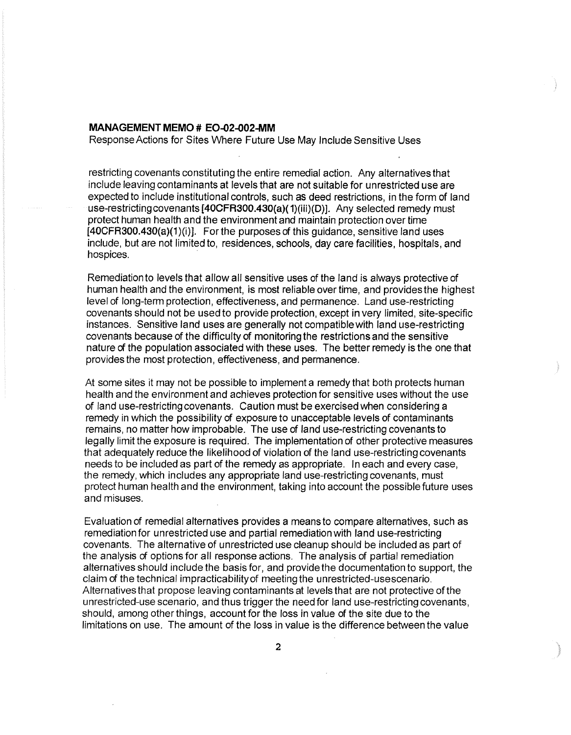restricting covenants constituting the entire remedial action. Any alternatives that include leaving contaminants at levels that are not suitable for unrestricted use are expected to include institutional controls, such as deed restrictions, in the form of land use-restricting covenants **[40CFR300.430(a)(1)(iii)(D)]**. Any selected remedy must protect human health and the environment and maintain protection over time **[40CFR300.430(a)(1)(i)]**. For the purposes of this guidance, sensitive land uses include, but are not limited to, residences, schools, day care facilities, hospitals, and hospices.

Remediation to levels that allow all sensitive uses of the land is always protective of human health and the environment, is most reliable over time, and provides the highest level of long-term protection, effectiveness, and permanence. Land use-restricting covenants should not be used to provide protection, except in very limited, site-specific instances. Sensitive land uses are generally not compatible with land use-restricting covenants because of the difficulty of monitoring the restrictions and the sensitive nature of the population associated with these uses. The better remedy is the one that provides the most protection, effectiveness, and permanence.

At some sites it may not be possible to implement a remedy that both protects human health and the environment and achieves protection for sensitive uses without the use of land use-restricting covenants. Caution must be exercised when considering a remedy in which the possibility of exposure to unacceptable levels of contaminants remains, no matter how improbable. The use of land use-restricting covenants to legally limit the exposure is required. The implementation of other protective measures that adequately reduce the likelihood of violation of the land use-restricting covenants needs to be included as part of the remedy as appropriate. In each and every case, the remedy, which includes any appropriate land use-restricting covenants, must protect human health and the environment, taking into account the possible future uses and misuses.

Evaluation of remedial alternatives provides a means to compare alternatives, such as remediation for unrestricted use and partial remediation with land use-restricting covenants. The alternative of unrestricted use cleanup should be included as part of the analysis of options for all response actions. The analysis of partial remediation alternatives should include the basis for, and provide the documentation to support, the claim of the technical impracticability of meeting the unrestricted-use scenario. Alternatives that propose leaving contaminants at levels that are not protective of the unrestricted-use scenario, and thus trigger the need for land use-restricting covenants, should, among other things, account for the loss in value of the site due to the limitations on use. The amount of the loss in value is the difference between the value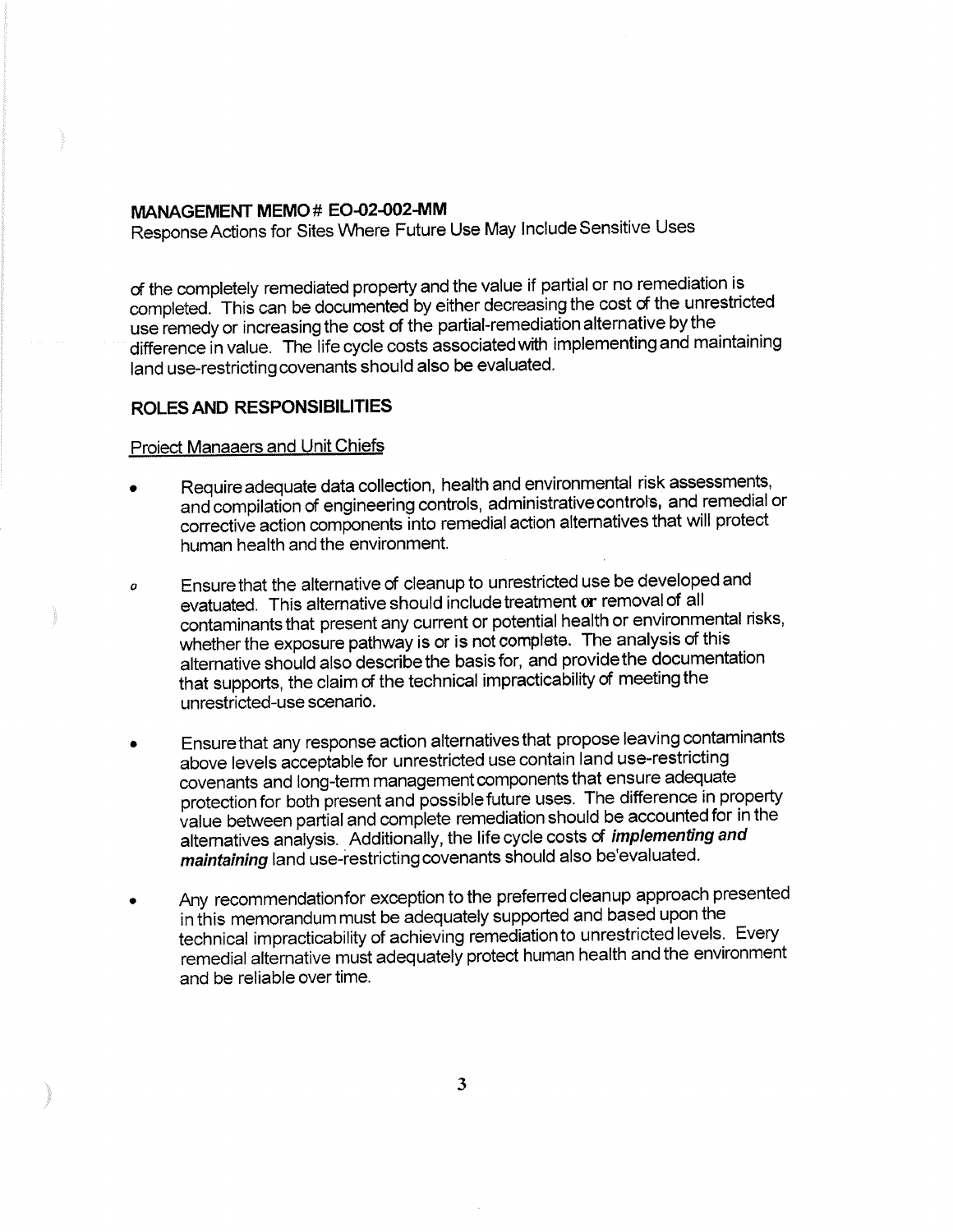of the completely remediated property and the value if partial or no remediation is completed. This can be documented by either decreasing the cost of the unrestricted use remedy or increasing the cost of the partial-remediation alternative by the difference in value. The life cycle costs associated with implementing and maintaining land use-restricting covenants should also be evaluated.

## ROLES AND RESPONSIBILITIES

Project Managers and Unit Chiefs

- Require adequate data collection, health and environmental risk assessments, and compilation of engineering controls, administrative controls, and remedial or corrective action components into remedial action alternatives that will protect human health and the environment.

- Ensure that the alternative of cleanup to unrestricted use be developed and evatuated. This alternative should include treatment or removal of all contaminants that present any current or potential health or environmental risks, whether the exposure pathway is or is not complete. The analysis of this alternative should also describe the basis for, and provide the documentation that supports, the claim of the technical impracticability of meeting the unrestricted-use scenario.

- Ensure that any response action alternatives that propose leaving contaminants above levels acceptable for unrestricted use contain land use-restricting covenants and long-term management components that ensure adequate protection for both present and possible future uses. The difference in property value between partial and complete remediation should be accounted for in the alternatives analysis. Additionally, the life cycle costs of ***implementing and maintaining*** land use-restricting covenants should also be'evaluated.

- Any recommendation for exception to the preferred cleanup approach presented in this memorandum must be adequately supported and based upon the technical impracticability of achieving remediation to unrestricted levels. Every remedial alternative must adequately protect human health and the environment and be reliable over time.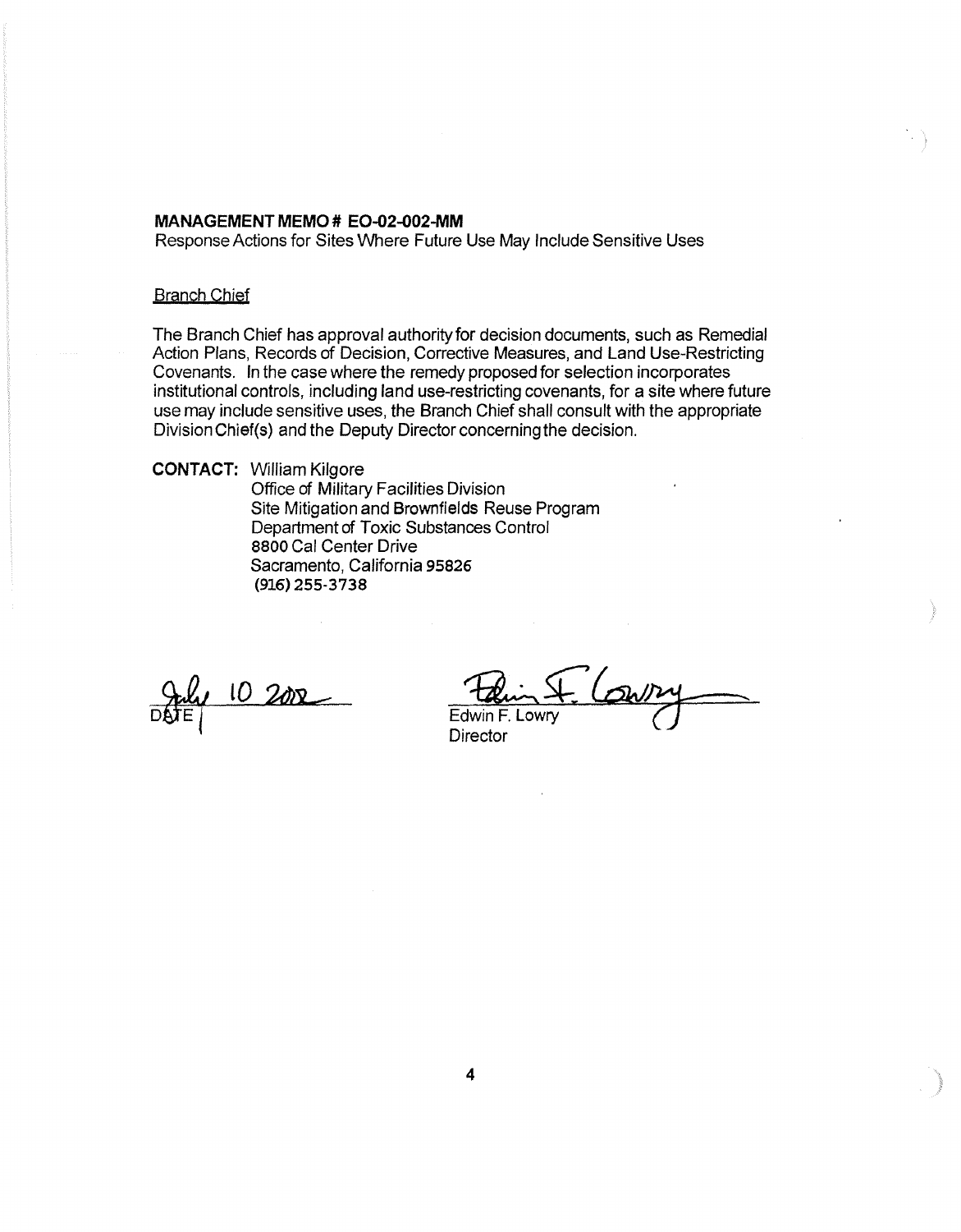**MANAGEMENT MEMO # EO-02-002-MM**
Response Actions for Sites Where Future Use May Include Sensitive Uses

Branch Chief

The Branch Chief has approval authority for decision documents, such as Remedial Action Plans, Records of Decision, Corrective Measures, and Land Use-Restricting Covenants. In the case where the remedy proposed for selection incorporates institutional controls, including land use-restricting covenants, for a site where future use may include sensitive uses, the Branch Chief shall consult with the appropriate Division Chief(s) and the Deputy Director concerning the decision.

**CONTACT:** William Kilgore
Office of Military Facilities Division
Site Mitigation and Brownfields Reuse Program
Department of Toxic Substances Control
8800 Cal Center Drive
Sacramento, California 95826
(916) 255-3738

July 10 2002
DATE

Edwin F. Lowry
Edwin F. Lowry
Director